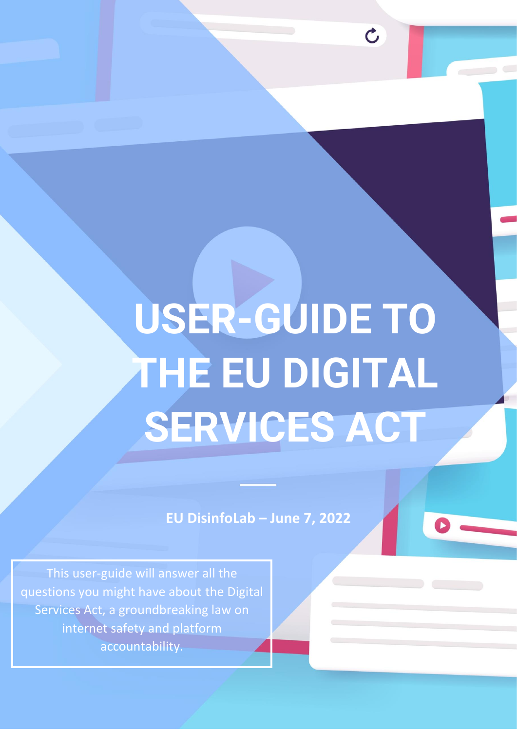# USER-GUIDE TO THE EU DIGITAL SERVICES ACT

**EU DisinfoLab – June 7, 2022**

This user-guide will answer all the questions you might have about the Digital Services Act, a groundbreaking law on internet safety and platform accountability.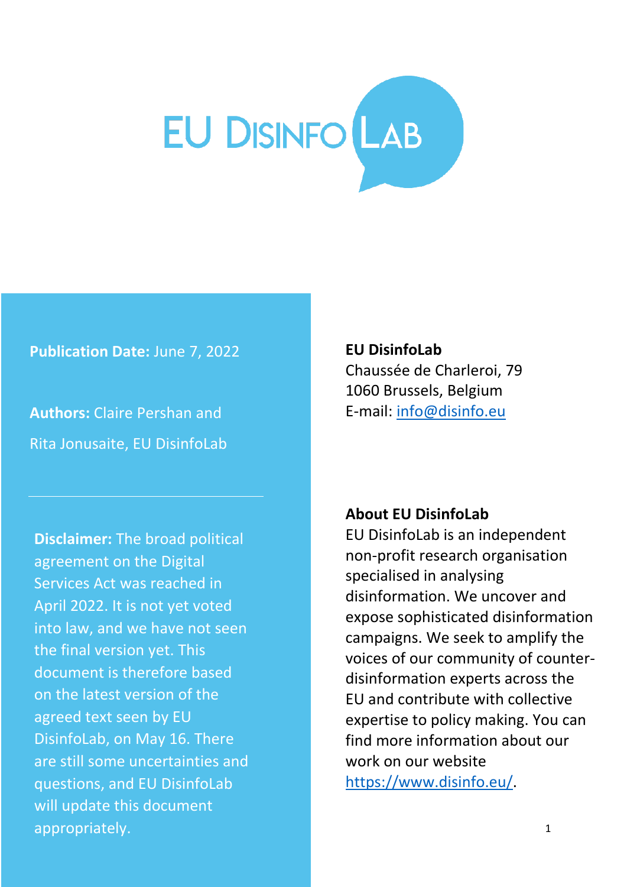# EU DisinfoLab

**Publication Date:** June 7, 2022

**Authors:** Claire Pershan and Rita Jonusaite, EU DisinfoLab

---

**Disclaimer:** The broad political agreement on the Digital Services Act was reached in April 2022. It is not yet voted into law, and we have not seen the final version yet. This document is therefore based on the latest version of the agreed text seen by EU DisinfoLab, on May 16. There are still some uncertainties and questions, and EU DisinfoLab will update this document appropriately.

**EU DisinfoLab**
Chaussée de Charleroi, 79
1060 Brussels, Belgium
E-mail: info@disinfo.eu

**About EU DisinfoLab**
EU DisinfoLab is an independent non-profit research organisation specialised in analysing disinformation. We uncover and expose sophisticated disinformation campaigns. We seek to amplify the voices of our community of counter-disinformation experts across the EU and contribute with collective expertise to policy making. You can find more information about our work on our website https://www.disinfo.eu/.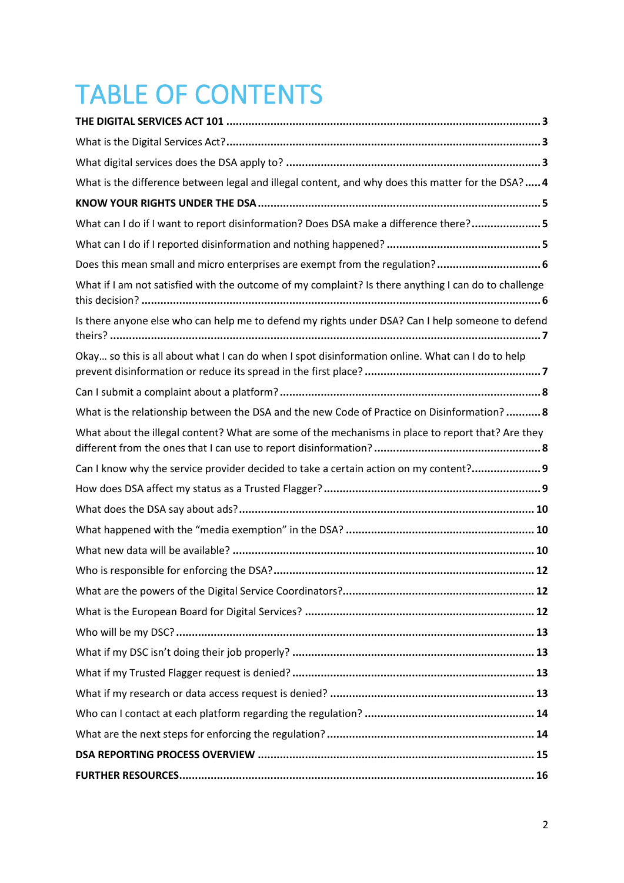# TABLE OF CONTENTS

**THE DIGITAL SERVICES ACT 101 .......... 3**

What is the Digital Services Act? .......... 3

What digital services does the DSA apply to? .......... 3

What is the difference between legal and illegal content, and why does this matter for the DSA? .......... 4

**KNOW YOUR RIGHTS UNDER THE DSA .......... 5**

What can I do if I want to report disinformation? Does DSA make a difference there? .......... 5

What can I do if I reported disinformation and nothing happened? .......... 5

Does this mean small and micro enterprises are exempt from the regulation? .......... 6

What if I am not satisfied with the outcome of my complaint? Is there anything I can do to challenge this decision? .......... 6

Is there anyone else who can help me to defend my rights under DSA? Can I help someone to defend theirs? .......... 7

Okay… so this is all about what I can do when I spot disinformation online. What can I do to help prevent disinformation or reduce its spread in the first place? .......... 7

Can I submit a complaint about a platform? .......... 8

What is the relationship between the DSA and the new Code of Practice on Disinformation? .......... 8

What about the illegal content? What are some of the mechanisms in place to report that? Are they different from the ones that I can use to report disinformation? .......... 8

Can I know why the service provider decided to take a certain action on my content? .......... 9

How does DSA affect my status as a Trusted Flagger? .......... 9

What does the DSA say about ads? .......... 10

What happened with the "media exemption" in the DSA? .......... 10

What new data will be available? .......... 10

Who is responsible for enforcing the DSA? .......... 12

What are the powers of the Digital Service Coordinators? .......... 12

What is the European Board for Digital Services? .......... 12

Who will be my DSC? .......... 13

What if my DSC isn't doing their job properly? .......... 13

What if my Trusted Flagger request is denied? .......... 13

What if my research or data access request is denied? .......... 13

Who can I contact at each platform regarding the regulation? .......... 14

What are the next steps for enforcing the regulation? .......... 14

**DSA REPORTING PROCESS OVERVIEW .......... 15**

**FURTHER RESOURCES .......... 16**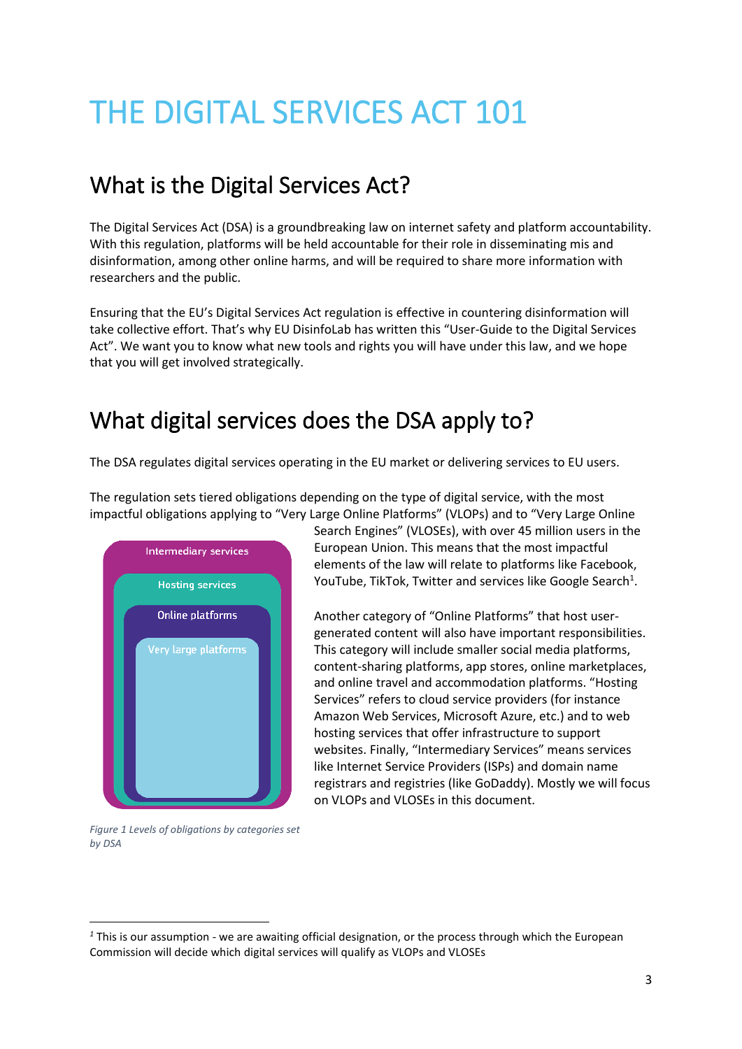# THE DIGITAL SERVICES ACT 101

## What is the Digital Services Act?

The Digital Services Act (DSA) is a groundbreaking law on internet safety and platform accountability. With this regulation, platforms will be held accountable for their role in disseminating mis and disinformation, among other online harms, and will be required to share more information with researchers and the public.

Ensuring that the EU's Digital Services Act regulation is effective in countering disinformation will take collective effort. That's why EU DisinfoLab has written this "User-Guide to the Digital Services Act". We want you to know what new tools and rights you will have under this law, and we hope that you will get involved strategically.

## What digital services does the DSA apply to?

The DSA regulates digital services operating in the EU market or delivering services to EU users.

The regulation sets tiered obligations depending on the type of digital service, with the most impactful obligations applying to "Very Large Online Platforms" (VLOPs) and to "Very Large Online Search Engines" (VLOSEs), with over 45 million users in the European Union. This means that the most impactful elements of the law will relate to platforms like Facebook, YouTube, TikTok, Twitter and services like Google Search[1].

Intermediary services

Hosting services

Online platforms

Very large platforms

*Figure 1 Levels of obligations by categories set by DSA*

Another category of "Online Platforms" that host user-generated content will also have important responsibilities. This category will include smaller social media platforms, content-sharing platforms, app stores, online marketplaces, and online travel and accommodation platforms. "Hosting Services" refers to cloud service providers (for instance Amazon Web Services, Microsoft Azure, etc.) and to web hosting services that offer infrastructure to support websites. Finally, "Intermediary Services" means services like Internet Service Providers (ISPs) and domain name registrars and registries (like GoDaddy). Mostly we will focus on VLOPs and VLOSEs in this document.

---

[1] This is our assumption - we are awaiting official designation, or the process through which the European Commission will decide which digital services will qualify as VLOPs and VLOSEs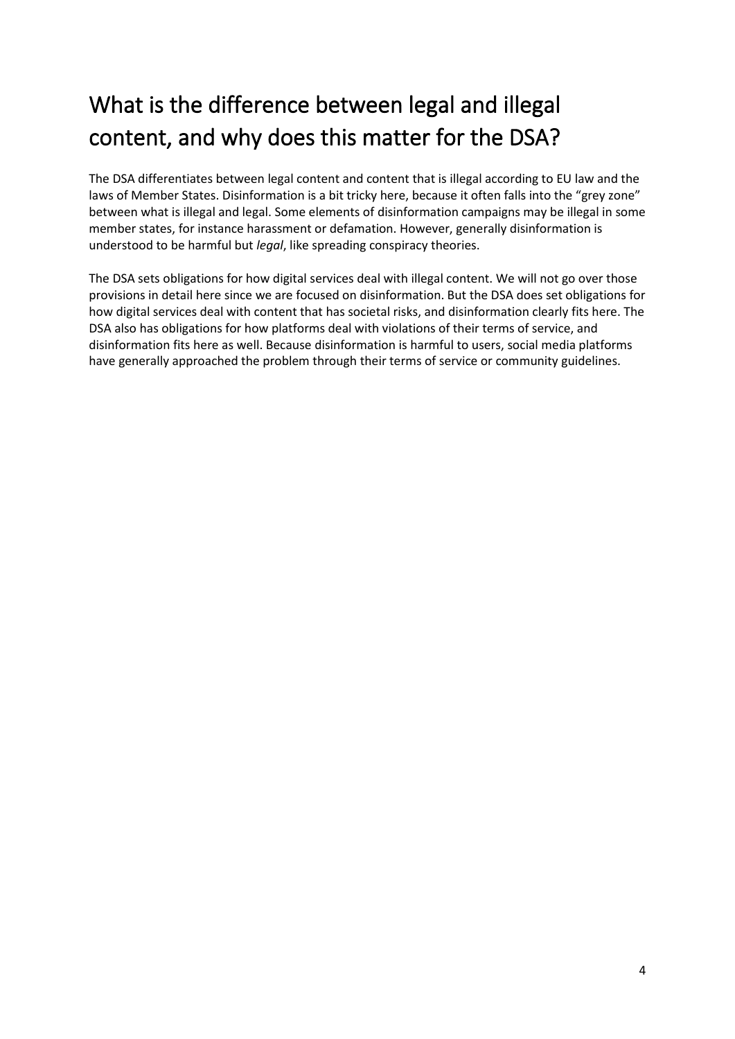# What is the difference between legal and illegal content, and why does this matter for the DSA?

The DSA differentiates between legal content and content that is illegal according to EU law and the laws of Member States. Disinformation is a bit tricky here, because it often falls into the "grey zone" between what is illegal and legal. Some elements of disinformation campaigns may be illegal in some member states, for instance harassment or defamation. However, generally disinformation is understood to be harmful but *legal*, like spreading conspiracy theories.

The DSA sets obligations for how digital services deal with illegal content. We will not go over those provisions in detail here since we are focused on disinformation. But the DSA does set obligations for how digital services deal with content that has societal risks, and disinformation clearly fits here. The DSA also has obligations for how platforms deal with violations of their terms of service, and disinformation fits here as well. Because disinformation is harmful to users, social media platforms have generally approached the problem through their terms of service or community guidelines.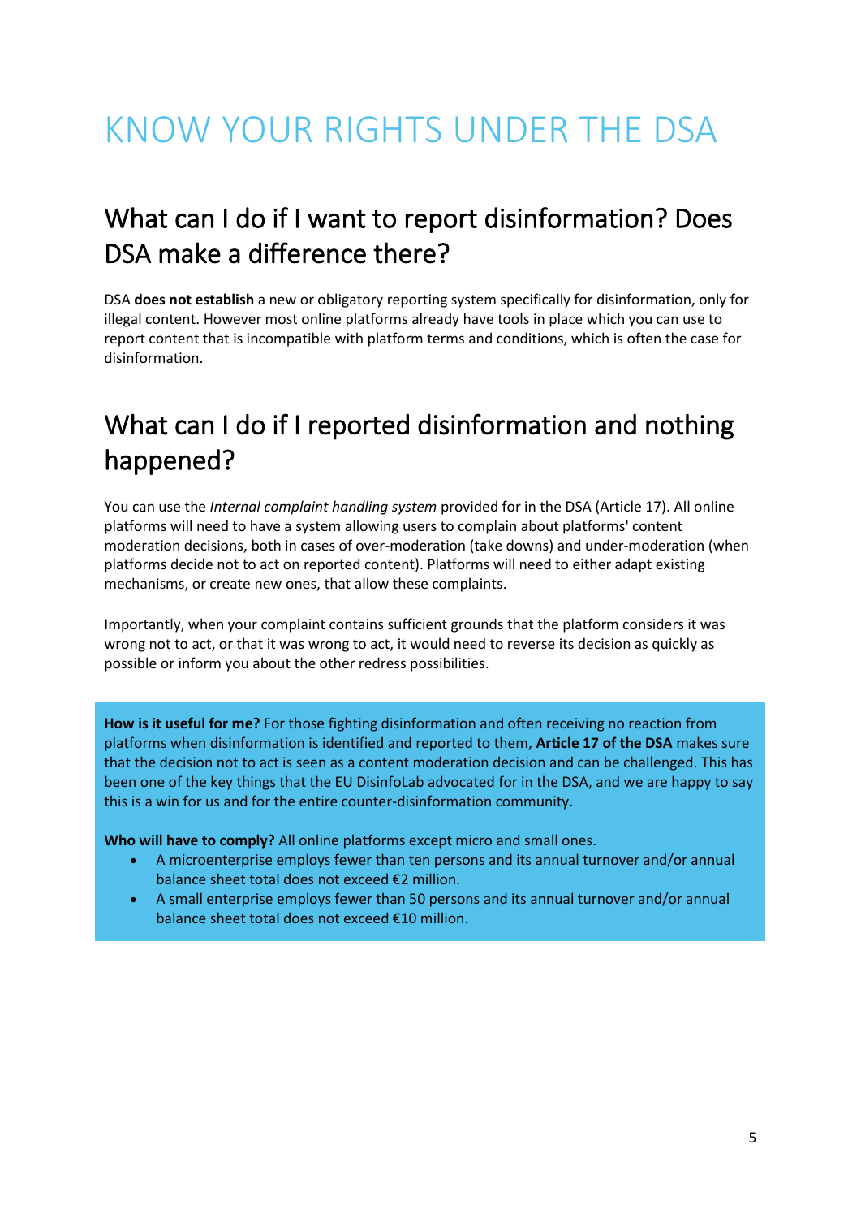# KNOW YOUR RIGHTS UNDER THE DSA

## What can I do if I want to report disinformation? Does DSA make a difference there?

DSA **does not establish** a new or obligatory reporting system specifically for disinformation, only for illegal content. However most online platforms already have tools in place which you can use to report content that is incompatible with platform terms and conditions, which is often the case for disinformation.

## What can I do if I reported disinformation and nothing happened?

You can use the *Internal complaint handling system* provided for in the DSA (Article 17). All online platforms will need to have a system allowing users to complain about platforms' content moderation decisions, both in cases of over-moderation (take downs) and under-moderation (when platforms decide not to act on reported content). Platforms will need to either adapt existing mechanisms, or create new ones, that allow these complaints.

Importantly, when your complaint contains sufficient grounds that the platform considers it was wrong not to act, or that it was wrong to act, it would need to reverse its decision as quickly as possible or inform you about the other redress possibilities.

**How is it useful for me?** For those fighting disinformation and often receiving no reaction from platforms when disinformation is identified and reported to them, **Article 17 of the DSA** makes sure that the decision not to act is seen as a content moderation decision and can be challenged. This has been one of the key things that the EU DisinfoLab advocated for in the DSA, and we are happy to say this is a win for us and for the entire counter-disinformation community.

**Who will have to comply?** All online platforms except micro and small ones.

- A microenterprise employs fewer than ten persons and its annual turnover and/or annual balance sheet total does not exceed €2 million.
- A small enterprise employs fewer than 50 persons and its annual turnover and/or annual balance sheet total does not exceed €10 million.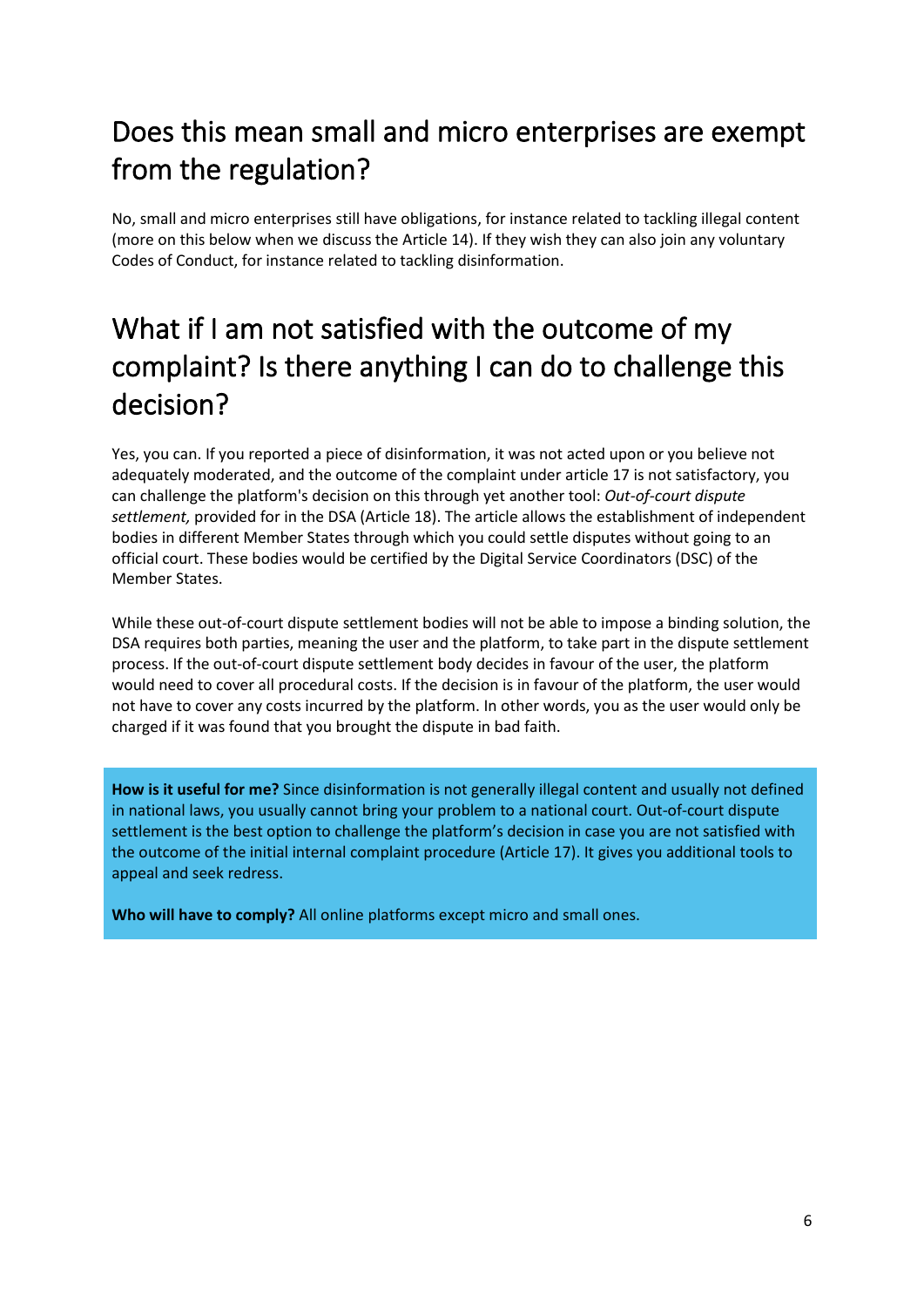## Does this mean small and micro enterprises are exempt from the regulation?

No, small and micro enterprises still have obligations, for instance related to tackling illegal content (more on this below when we discuss the Article 14). If they wish they can also join any voluntary Codes of Conduct, for instance related to tackling disinformation.

## What if I am not satisfied with the outcome of my complaint? Is there anything I can do to challenge this decision?

Yes, you can. If you reported a piece of disinformation, it was not acted upon or you believe not adequately moderated, and the outcome of the complaint under article 17 is not satisfactory, you can challenge the platform's decision on this through yet another tool: *Out-of-court dispute settlement,* provided for in the DSA (Article 18). The article allows the establishment of independent bodies in different Member States through which you could settle disputes without going to an official court. These bodies would be certified by the Digital Service Coordinators (DSC) of the Member States.

While these out-of-court dispute settlement bodies will not be able to impose a binding solution, the DSA requires both parties, meaning the user and the platform, to take part in the dispute settlement process. If the out-of-court dispute settlement body decides in favour of the user, the platform would need to cover all procedural costs. If the decision is in favour of the platform, the user would not have to cover any costs incurred by the platform. In other words, you as the user would only be charged if it was found that you brought the dispute in bad faith.

**How is it useful for me?** Since disinformation is not generally illegal content and usually not defined in national laws, you usually cannot bring your problem to a national court. Out-of-court dispute settlement is the best option to challenge the platform's decision in case you are not satisfied with the outcome of the initial internal complaint procedure (Article 17). It gives you additional tools to appeal and seek redress.

**Who will have to comply?** All online platforms except micro and small ones.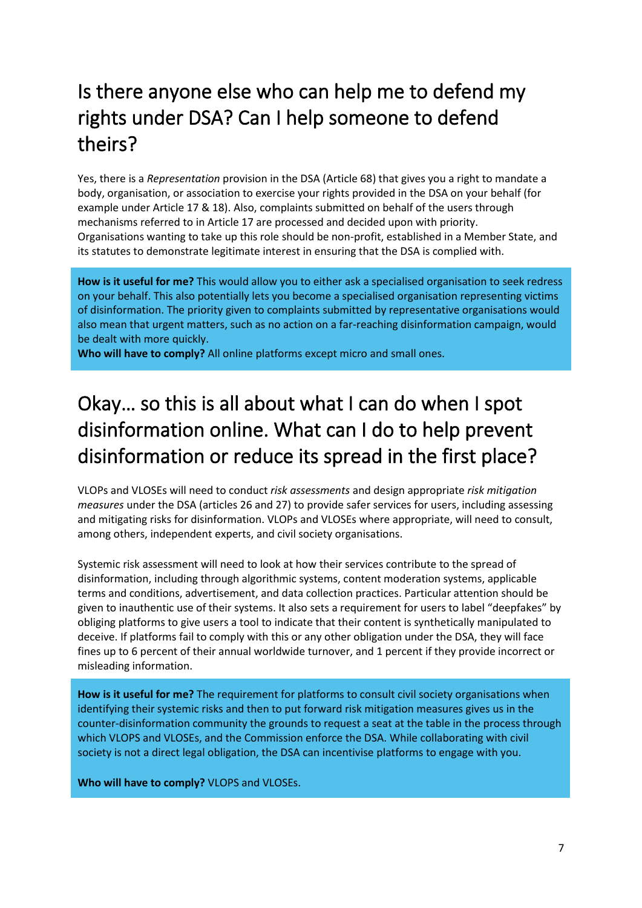## Is there anyone else who can help me to defend my rights under DSA? Can I help someone to defend theirs?

Yes, there is a *Representation* provision in the DSA (Article 68) that gives you a right to mandate a body, organisation, or association to exercise your rights provided in the DSA on your behalf (for example under Article 17 & 18). Also, complaints submitted on behalf of the users through mechanisms referred to in Article 17 are processed and decided upon with priority. Organisations wanting to take up this role should be non-profit, established in a Member State, and its statutes to demonstrate legitimate interest in ensuring that the DSA is complied with.

**How is it useful for me?** This would allow you to either ask a specialised organisation to seek redress on your behalf. This also potentially lets you become a specialised organisation representing victims of disinformation. The priority given to complaints submitted by representative organisations would also mean that urgent matters, such as no action on a far-reaching disinformation campaign, would be dealt with more quickly.
**Who will have to comply?** All online platforms except micro and small ones.

## Okay… so this is all about what I can do when I spot disinformation online. What can I do to help prevent disinformation or reduce its spread in the first place?

VLOPs and VLOSEs will need to conduct *risk assessments* and design appropriate *risk mitigation measures* under the DSA (articles 26 and 27) to provide safer services for users, including assessing and mitigating risks for disinformation. VLOPs and VLOSEs where appropriate, will need to consult, among others, independent experts, and civil society organisations.

Systemic risk assessment will need to look at how their services contribute to the spread of disinformation, including through algorithmic systems, content moderation systems, applicable terms and conditions, advertisement, and data collection practices. Particular attention should be given to inauthentic use of their systems. It also sets a requirement for users to label "deepfakes" by obliging platforms to give users a tool to indicate that their content is synthetically manipulated to deceive. If platforms fail to comply with this or any other obligation under the DSA, they will face fines up to 6 percent of their annual worldwide turnover, and 1 percent if they provide incorrect or misleading information.

**How is it useful for me?** The requirement for platforms to consult civil society organisations when identifying their systemic risks and then to put forward risk mitigation measures gives us in the counter-disinformation community the grounds to request a seat at the table in the process through which VLOPS and VLOSEs, and the Commission enforce the DSA. While collaborating with civil society is not a direct legal obligation, the DSA can incentivise platforms to engage with you.

**Who will have to comply?** VLOPS and VLOSEs.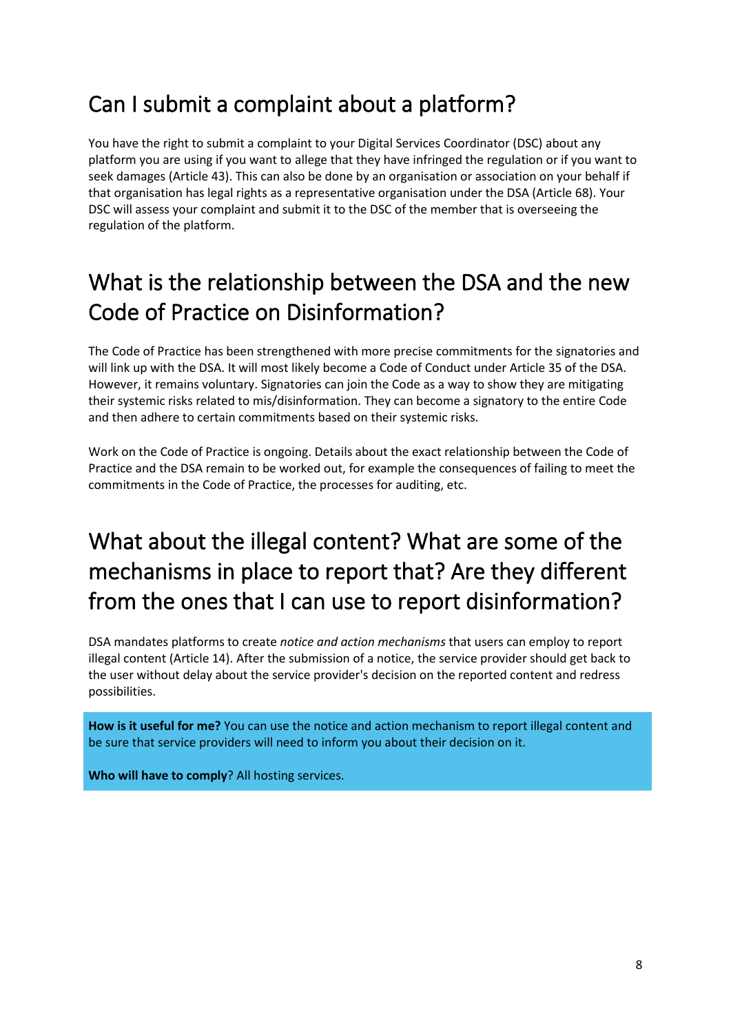## Can I submit a complaint about a platform?

You have the right to submit a complaint to your Digital Services Coordinator (DSC) about any platform you are using if you want to allege that they have infringed the regulation or if you want to seek damages (Article 43). This can also be done by an organisation or association on your behalf if that organisation has legal rights as a representative organisation under the DSA (Article 68). Your DSC will assess your complaint and submit it to the DSC of the member that is overseeing the regulation of the platform.

## What is the relationship between the DSA and the new Code of Practice on Disinformation?

The Code of Practice has been strengthened with more precise commitments for the signatories and will link up with the DSA. It will most likely become a Code of Conduct under Article 35 of the DSA. However, it remains voluntary. Signatories can join the Code as a way to show they are mitigating their systemic risks related to mis/disinformation. They can become a signatory to the entire Code and then adhere to certain commitments based on their systemic risks.

Work on the Code of Practice is ongoing. Details about the exact relationship between the Code of Practice and the DSA remain to be worked out, for example the consequences of failing to meet the commitments in the Code of Practice, the processes for auditing, etc.

## What about the illegal content? What are some of the mechanisms in place to report that? Are they different from the ones that I can use to report disinformation?

DSA mandates platforms to create *notice and action mechanisms* that users can employ to report illegal content (Article 14). After the submission of a notice, the service provider should get back to the user without delay about the service provider's decision on the reported content and redress possibilities.

**How is it useful for me?** You can use the notice and action mechanism to report illegal content and be sure that service providers will need to inform you about their decision on it.

**Who will have to comply**? All hosting services.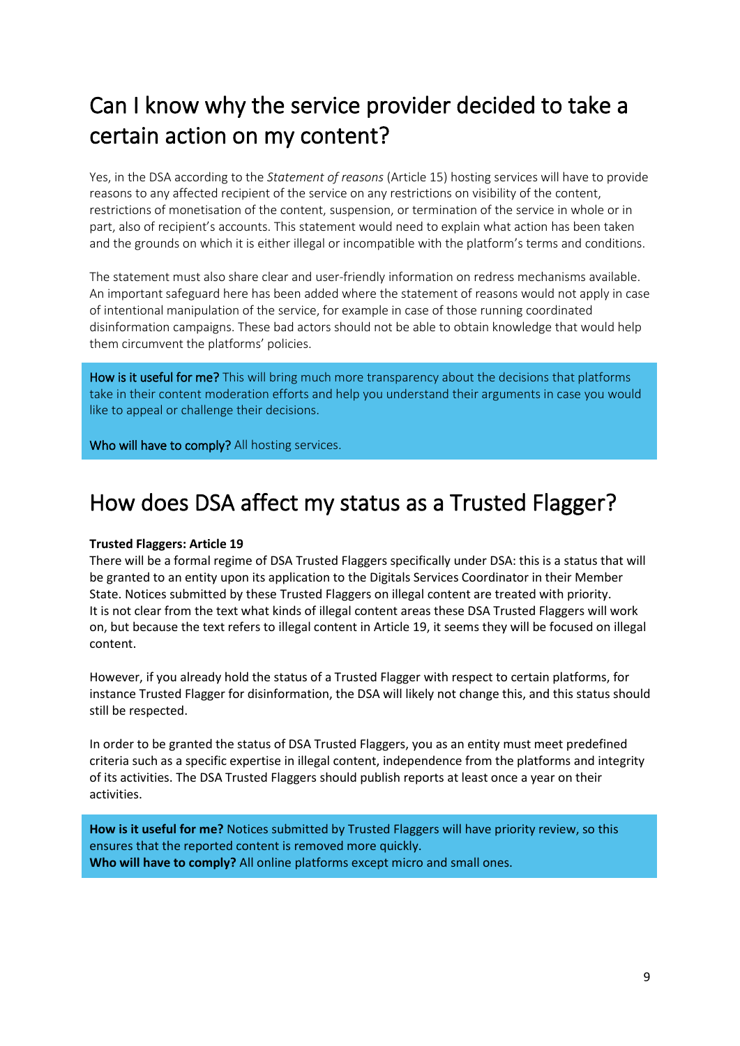## Can I know why the service provider decided to take a certain action on my content?

Yes, in the DSA according to the *Statement of reasons* (Article 15) hosting services will have to provide reasons to any affected recipient of the service on any restrictions on visibility of the content, restrictions of monetisation of the content, suspension, or termination of the service in whole or in part, also of recipient's accounts. This statement would need to explain what action has been taken and the grounds on which it is either illegal or incompatible with the platform's terms and conditions.

The statement must also share clear and user-friendly information on redress mechanisms available. An important safeguard here has been added where the statement of reasons would not apply in case of intentional manipulation of the service, for example in case of those running coordinated disinformation campaigns. These bad actors should not be able to obtain knowledge that would help them circumvent the platforms' policies.

How is it useful for me? This will bring much more transparency about the decisions that platforms take in their content moderation efforts and help you understand their arguments in case you would like to appeal or challenge their decisions.

Who will have to comply? All hosting services.

## How does DSA affect my status as a Trusted Flagger?

**Trusted Flaggers: Article 19**

There will be a formal regime of DSA Trusted Flaggers specifically under DSA: this is a status that will be granted to an entity upon its application to the Digitals Services Coordinator in their Member State. Notices submitted by these Trusted Flaggers on illegal content are treated with priority. It is not clear from the text what kinds of illegal content areas these DSA Trusted Flaggers will work on, but because the text refers to illegal content in Article 19, it seems they will be focused on illegal content.

However, if you already hold the status of a Trusted Flagger with respect to certain platforms, for instance Trusted Flagger for disinformation, the DSA will likely not change this, and this status should still be respected.

In order to be granted the status of DSA Trusted Flaggers, you as an entity must meet predefined criteria such as a specific expertise in illegal content, independence from the platforms and integrity of its activities. The DSA Trusted Flaggers should publish reports at least once a year on their activities.

**How is it useful for me?** Notices submitted by Trusted Flaggers will have priority review, so this ensures that the reported content is removed more quickly.
**Who will have to comply?** All online platforms except micro and small ones.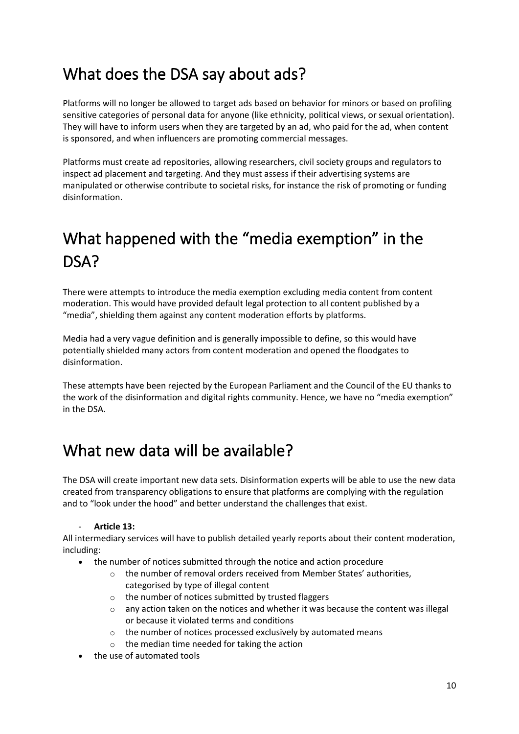## What does the DSA say about ads?

Platforms will no longer be allowed to target ads based on behavior for minors or based on profiling sensitive categories of personal data for anyone (like ethnicity, political views, or sexual orientation). They will have to inform users when they are targeted by an ad, who paid for the ad, when content is sponsored, and when influencers are promoting commercial messages.

Platforms must create ad repositories, allowing researchers, civil society groups and regulators to inspect ad placement and targeting. And they must assess if their advertising systems are manipulated or otherwise contribute to societal risks, for instance the risk of promoting or funding disinformation.

## What happened with the "media exemption" in the DSA?

There were attempts to introduce the media exemption excluding media content from content moderation. This would have provided default legal protection to all content published by a "media", shielding them against any content moderation efforts by platforms.

Media had a very vague definition and is generally impossible to define, so this would have potentially shielded many actors from content moderation and opened the floodgates to disinformation.

These attempts have been rejected by the European Parliament and the Council of the EU thanks to the work of the disinformation and digital rights community. Hence, we have no "media exemption" in the DSA.

## What new data will be available?

The DSA will create important new data sets. Disinformation experts will be able to use the new data created from transparency obligations to ensure that platforms are complying with the regulation and to "look under the hood" and better understand the challenges that exist.

- **Article 13:**

All intermediary services will have to publish detailed yearly reports about their content moderation, including:

- the number of notices submitted through the notice and action procedure
    - the number of removal orders received from Member States' authorities, categorised by type of illegal content
    - the number of notices submitted by trusted flaggers
    - any action taken on the notices and whether it was because the content was illegal or because it violated terms and conditions
    - the number of notices processed exclusively by automated means
    - the median time needed for taking the action
- the use of automated tools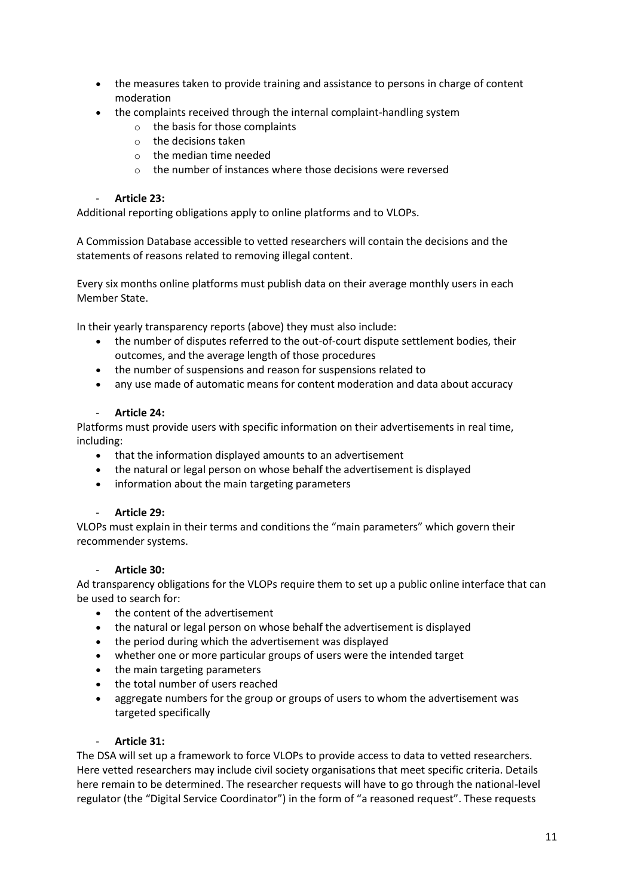- the measures taken to provide training and assistance to persons in charge of content moderation
- the complaints received through the internal complaint-handling system
    - the basis for those complaints
    - the decisions taken
    - the median time needed
    - the number of instances where those decisions were reversed

- **Article 23:**

Additional reporting obligations apply to online platforms and to VLOPs.

A Commission Database accessible to vetted researchers will contain the decisions and the statements of reasons related to removing illegal content.

Every six months online platforms must publish data on their average monthly users in each Member State.

In their yearly transparency reports (above) they must also include:

- the number of disputes referred to the out-of-court dispute settlement bodies, their outcomes, and the average length of those procedures
- the number of suspensions and reason for suspensions related to
- any use made of automatic means for content moderation and data about accuracy

- **Article 24:**

Platforms must provide users with specific information on their advertisements in real time, including:

- that the information displayed amounts to an advertisement
- the natural or legal person on whose behalf the advertisement is displayed
- information about the main targeting parameters

- **Article 29:**

VLOPs must explain in their terms and conditions the "main parameters" which govern their recommender systems.

- **Article 30:**

Ad transparency obligations for the VLOPs require them to set up a public online interface that can be used to search for:

- the content of the advertisement
- the natural or legal person on whose behalf the advertisement is displayed
- the period during which the advertisement was displayed
- whether one or more particular groups of users were the intended target
- the main targeting parameters
- the total number of users reached
- aggregate numbers for the group or groups of users to whom the advertisement was targeted specifically

- **Article 31:**

The DSA will set up a framework to force VLOPs to provide access to data to vetted researchers. Here vetted researchers may include civil society organisations that meet specific criteria. Details here remain to be determined. The researcher requests will have to go through the national-level regulator (the "Digital Service Coordinator") in the form of "a reasoned request". These requests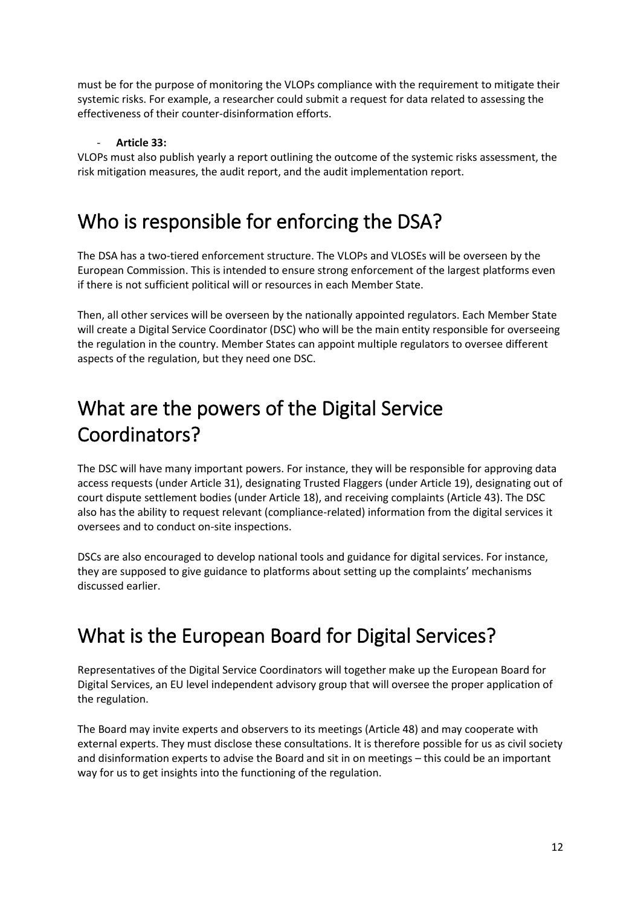must be for the purpose of monitoring the VLOPs compliance with the requirement to mitigate their systemic risks. For example, a researcher could submit a request for data related to assessing the effectiveness of their counter-disinformation efforts.

- **Article 33:**

VLOPs must also publish yearly a report outlining the outcome of the systemic risks assessment, the risk mitigation measures, the audit report, and the audit implementation report.

# Who is responsible for enforcing the DSA?

The DSA has a two-tiered enforcement structure. The VLOPs and VLOSEs will be overseen by the European Commission. This is intended to ensure strong enforcement of the largest platforms even if there is not sufficient political will or resources in each Member State.

Then, all other services will be overseen by the nationally appointed regulators. Each Member State will create a Digital Service Coordinator (DSC) who will be the main entity responsible for overseeing the regulation in the country. Member States can appoint multiple regulators to oversee different aspects of the regulation, but they need one DSC.

# What are the powers of the Digital Service Coordinators?

The DSC will have many important powers. For instance, they will be responsible for approving data access requests (under Article 31), designating Trusted Flaggers (under Article 19), designating out of court dispute settlement bodies (under Article 18), and receiving complaints (Article 43). The DSC also has the ability to request relevant (compliance-related) information from the digital services it oversees and to conduct on-site inspections.

DSCs are also encouraged to develop national tools and guidance for digital services. For instance, they are supposed to give guidance to platforms about setting up the complaints' mechanisms discussed earlier.

# What is the European Board for Digital Services?

Representatives of the Digital Service Coordinators will together make up the European Board for Digital Services, an EU level independent advisory group that will oversee the proper application of the regulation.

The Board may invite experts and observers to its meetings (Article 48) and may cooperate with external experts. They must disclose these consultations. It is therefore possible for us as civil society and disinformation experts to advise the Board and sit in on meetings – this could be an important way for us to get insights into the functioning of the regulation.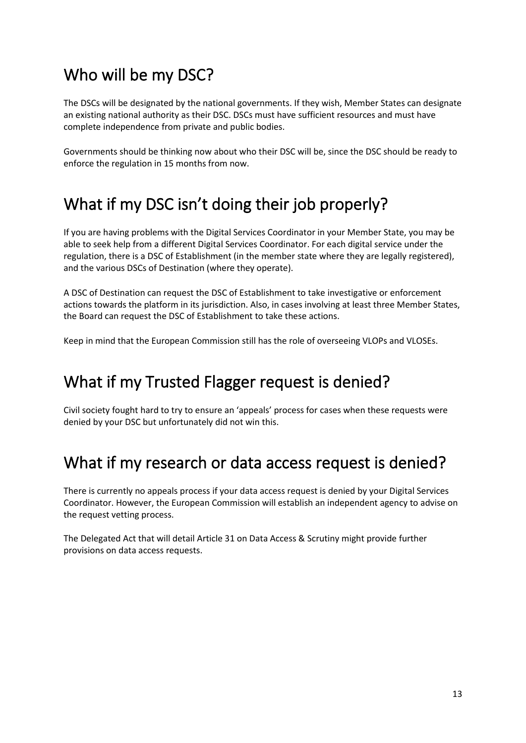## Who will be my DSC?

The DSCs will be designated by the national governments. If they wish, Member States can designate an existing national authority as their DSC. DSCs must have sufficient resources and must have complete independence from private and public bodies.

Governments should be thinking now about who their DSC will be, since the DSC should be ready to enforce the regulation in 15 months from now.

## What if my DSC isn't doing their job properly?

If you are having problems with the Digital Services Coordinator in your Member State, you may be able to seek help from a different Digital Services Coordinator. For each digital service under the regulation, there is a DSC of Establishment (in the member state where they are legally registered), and the various DSCs of Destination (where they operate).

A DSC of Destination can request the DSC of Establishment to take investigative or enforcement actions towards the platform in its jurisdiction. Also, in cases involving at least three Member States, the Board can request the DSC of Establishment to take these actions.

Keep in mind that the European Commission still has the role of overseeing VLOPs and VLOSEs.

## What if my Trusted Flagger request is denied?

Civil society fought hard to try to ensure an 'appeals' process for cases when these requests were denied by your DSC but unfortunately did not win this.

## What if my research or data access request is denied?

There is currently no appeals process if your data access request is denied by your Digital Services Coordinator. However, the European Commission will establish an independent agency to advise on the request vetting process.

The Delegated Act that will detail Article 31 on Data Access & Scrutiny might provide further provisions on data access requests.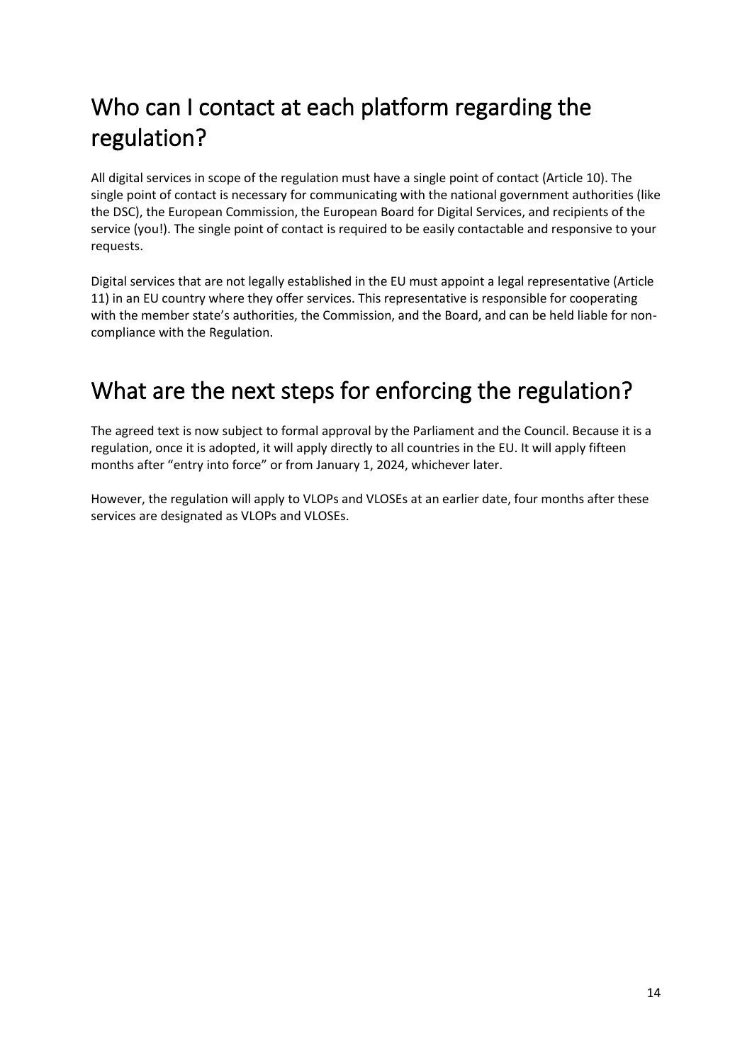## Who can I contact at each platform regarding the regulation?

All digital services in scope of the regulation must have a single point of contact (Article 10). The single point of contact is necessary for communicating with the national government authorities (like the DSC), the European Commission, the European Board for Digital Services, and recipients of the service (you!). The single point of contact is required to be easily contactable and responsive to your requests.

Digital services that are not legally established in the EU must appoint a legal representative (Article 11) in an EU country where they offer services. This representative is responsible for cooperating with the member state's authorities, the Commission, and the Board, and can be held liable for non-compliance with the Regulation.

## What are the next steps for enforcing the regulation?

The agreed text is now subject to formal approval by the Parliament and the Council. Because it is a regulation, once it is adopted, it will apply directly to all countries in the EU. It will apply fifteen months after "entry into force" or from January 1, 2024, whichever later.

However, the regulation will apply to VLOPs and VLOSEs at an earlier date, four months after these services are designated as VLOPs and VLOSEs.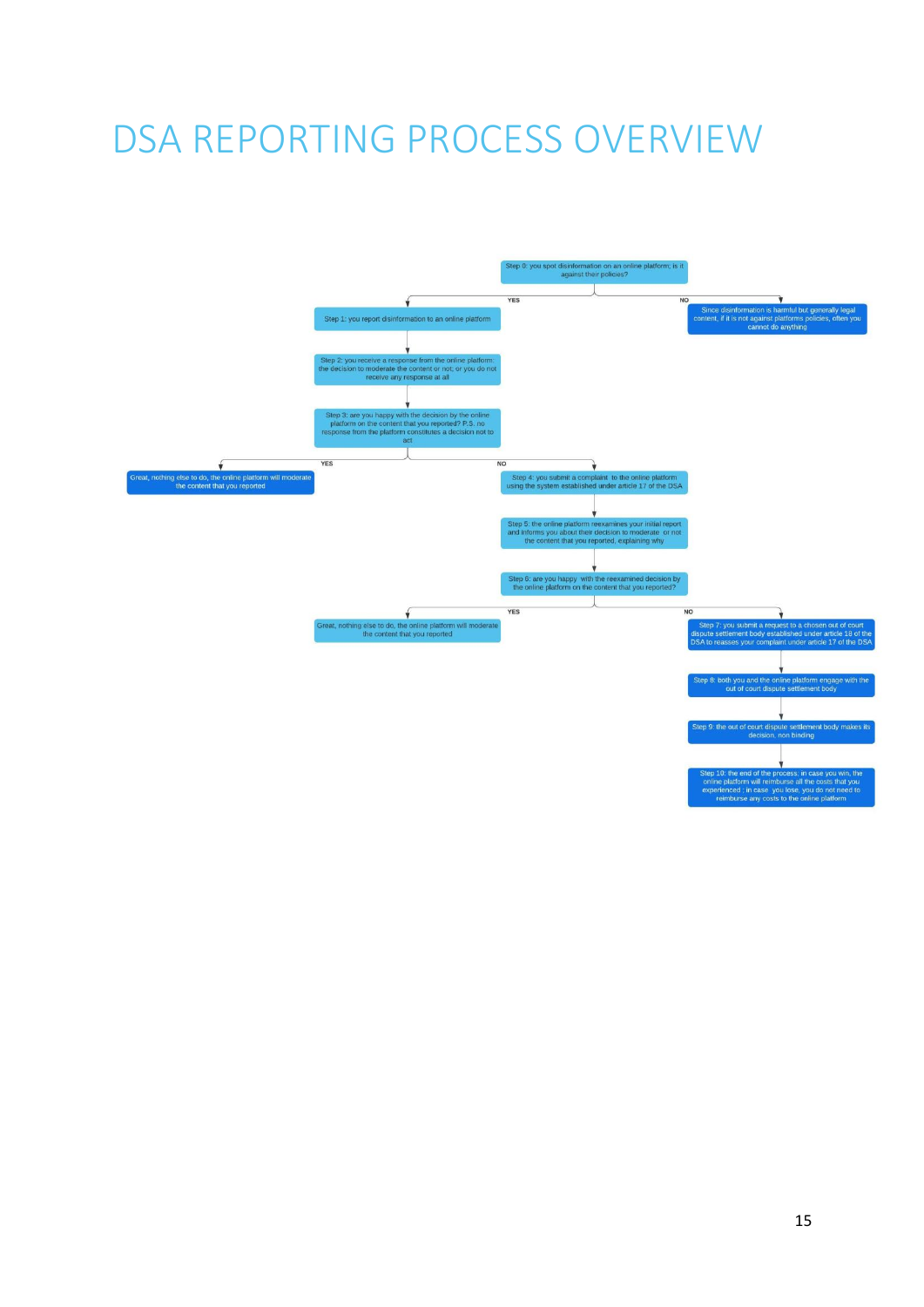# DSA REPORTING PROCESS OVERVIEW

Step 0: you spot disinformation on an online platform; is it against their policies?

- **YES** → Step 1: you report disinformation to an online platform
- **NO** → Since disinformation is harmful but generally legal content, if it is not against platforms policies, often you cannot do anything

Step 1: you report disinformation to an online platform

Step 2: you receive a response from the online platform: the decision to moderate the content or not, or you do not receive any response at all

Step 3: are you happy with the decision by the online platform on the content that you reported? P.S. no response from the platform constitutes a decision not to act

- **YES** → Great, nothing else to do, the online platform will moderate the content that you reported
- **NO** → Step 4: you submit a complaint to the online platform using the system established under article 17 of the DSA

Step 5: the online platform reexamines your initial report and informs you about their decision to moderate or not the content that you reported, explaining why

Step 6: are you happy with the reexamined decision by the online platform on the content that you reported?

- **YES** → Great, nothing else to do, the online platform will moderate the content that you reported
- **NO** → Step 7: you submit a request to a chosen out of court dispute settlement body established under article 18 of the DSA to reassess your complaint under article 17 of the DSA

Step 8: both you and the online platform engage with the out of court dispute settlement body

Step 9: the out of court dispute settlement body makes its decision, non binding

Step 10: the end of the process; in case you win, the online platform will reimburse all the costs that you experienced ; in case you lose, you do not need to reimburse any costs to the online platform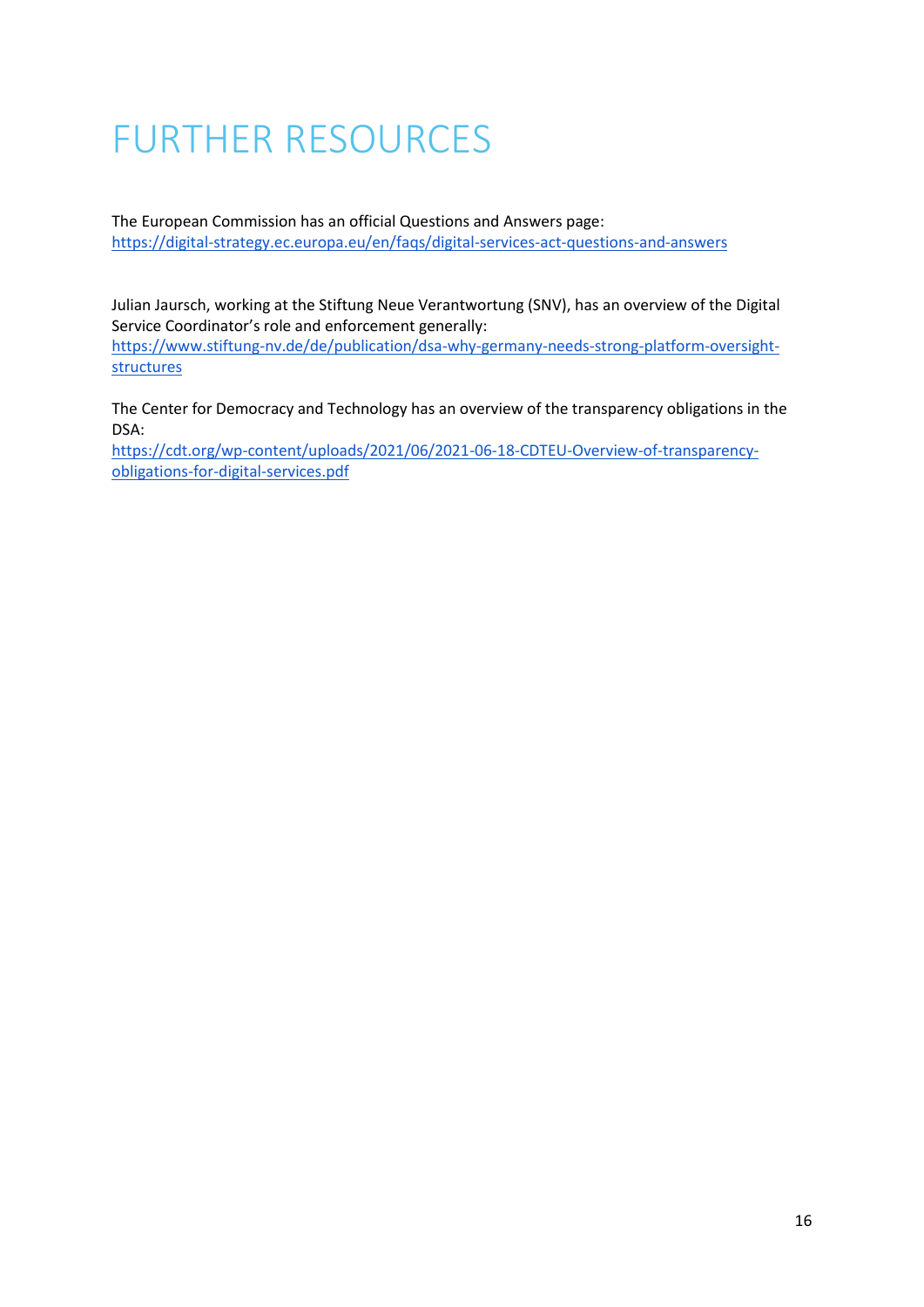# FURTHER RESOURCES

The European Commission has an official Questions and Answers page:
https://digital-strategy.ec.europa.eu/en/faqs/digital-services-act-questions-and-answers

Julian Jaursch, working at the Stiftung Neue Verantwortung (SNV), has an overview of the Digital Service Coordinator's role and enforcement generally:
https://www.stiftung-nv.de/de/publication/dsa-why-germany-needs-strong-platform-oversight-structures

The Center for Democracy and Technology has an overview of the transparency obligations in the DSA:
https://cdt.org/wp-content/uploads/2021/06/2021-06-18-CDTEU-Overview-of-transparency-obligations-for-digital-services.pdf